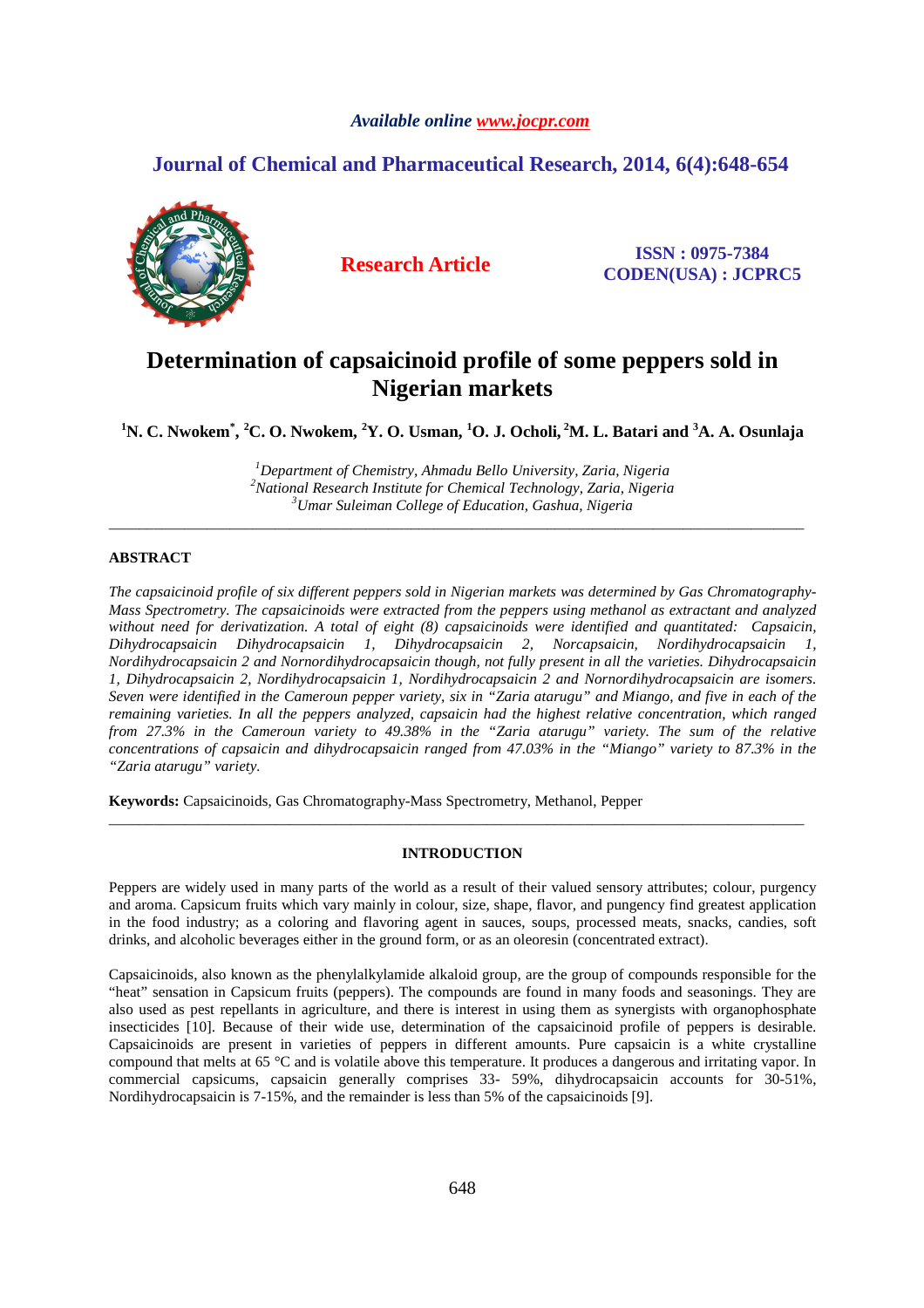# Determination of capsaicinoid profile of some peppers sold in Nigerian markets

**[1]N. C. Nwokem[*], [2]C. O. Nwokem, [2]Y. O. Usman, [1]O. J. Ocholi, [2]M. L. Batari and [3]A. A. Osunlaja**

*[1]Department of Chemistry, Ahmadu Bello University, Zaria, Nigeria*
*[2]National Research Institute for Chemical Technology, Zaria, Nigeria*
*[3]Umar Suleiman College of Education, Gashua, Nigeria*

---

## ABSTRACT

*The capsaicinoid profile of six different peppers sold in Nigerian markets was determined by Gas Chromatography-Mass Spectrometry. The capsaicinoids were extracted from the peppers using methanol as extractant and analyzed without need for derivatization. A total of eight (8) capsaicinoids were identified and quantitated: Capsaicin, Dihydrocapsaicin Dihydrocapsaicin 1, Dihydrocapsaicin 2, Norcapsaicin, Nordihydrocapsaicin 1, Nordihydrocapsaicin 2 and Nornordihydrocapsaicin though, not fully present in all the varieties. Dihydrocapsaicin 1, Dihydrocapsaicin 2, Nordihydrocapsaicin 1, Nordihydrocapsaicin 2 and Nornordihydrocapsaicin are isomers. Seven were identified in the Cameroun pepper variety, six in "Zaria atarugu" and Miango, and five in each of the remaining varieties. In all the peppers analyzed, capsaicin had the highest relative concentration, which ranged from 27.3% in the Cameroun variety to 49.38% in the "Zaria atarugu" variety. The sum of the relative concentrations of capsaicin and dihydrocapsaicin ranged from 47.03% in the "Miango" variety to 87.3% in the "Zaria atarugu" variety.*

**Keywords:** Capsaicinoids, Gas Chromatography-Mass Spectrometry, Methanol, Pepper

---

## INTRODUCTION

Peppers are widely used in many parts of the world as a result of their valued sensory attributes; colour, purgency and aroma. Capsicum fruits which vary mainly in colour, size, shape, flavor, and pungency find greatest application in the food industry; as a coloring and flavoring agent in sauces, soups, processed meats, snacks, candies, soft drinks, and alcoholic beverages either in the ground form, or as an oleoresin (concentrated extract).

Capsaicinoids, also known as the phenylalkylamide alkaloid group, are the group of compounds responsible for the "heat" sensation in Capsicum fruits (peppers). The compounds are found in many foods and seasonings. They are also used as pest repellants in agriculture, and there is interest in using them as synergists with organophosphate insecticides [10]. Because of their wide use, determination of the capsaicinoid profile of peppers is desirable. Capsaicinoids are present in varieties of peppers in different amounts. Pure capsaicin is a white crystalline compound that melts at 65 °C and is volatile above this temperature. It produces a dangerous and irritating vapor. In commercial capsicums, capsaicin generally comprises 33- 59%, dihydrocapsaicin accounts for 30-51%, Nordihydrocapsaicin is 7-15%, and the remainder is less than 5% of the capsaicinoids [9].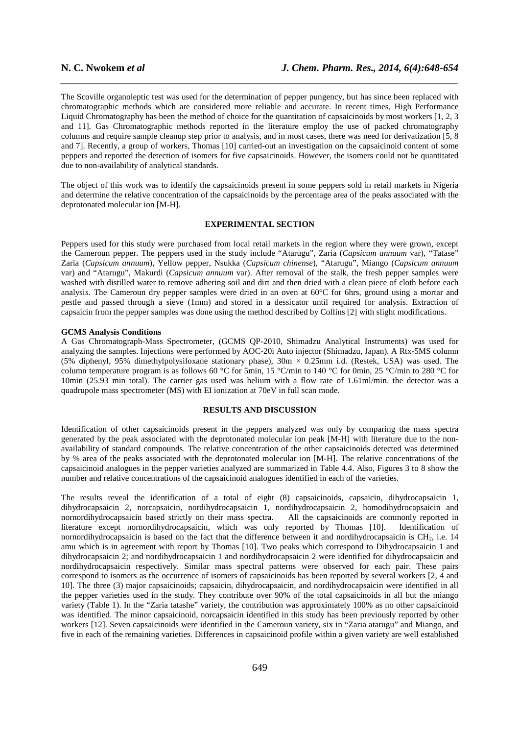The Scoville organoleptic test was used for the determination of pepper pungency, but has since been replaced with chromatographic methods which are considered more reliable and accurate. In recent times, High Performance Liquid Chromatography has been the method of choice for the quantitation of capsaicinoids by most workers [1, 2, 3 and 11]. Gas Chromatographic methods reported in the literature employ the use of packed chromatography columns and require sample cleanup step prior to analysis, and in most cases, there was need for derivatization [5, 8 and 7]. Recently, a group of workers, Thomas [10] carried-out an investigation on the capsaicinoid content of some peppers and reported the detection of isomers for five capsaicinoids. However, the isomers could not be quantitated due to non-availability of analytical standards.

The object of this work was to identify the capsaicinoids present in some peppers sold in retail markets in Nigeria and determine the relative concentration of the capsaicinoids by the percentage area of the peaks associated with the deprotonated molecular ion [M-H].

## EXPERIMENTAL SECTION

Peppers used for this study were purchased from local retail markets in the region where they were grown, except the Cameroun pepper. The peppers used in the study include "Atarugu", Zaria (*Capsicum annuum* var), "Tatase" Zaria (*Capsicum annuum*), Yellow pepper, Nsukka (*Capsicum chinense*), "Atarugu", Miango (*Capsicum annuum* var) and "Atarugu", Makurdi (*Capsicum annuum* var). After removal of the stalk, the fresh pepper samples were washed with distilled water to remove adhering soil and dirt and then dried with a clean piece of cloth before each analysis. The Cameroun dry pepper samples were dried in an oven at 60°C for 6hrs, ground using a mortar and pestle and passed through a sieve (1mm) and stored in a dessicator until required for analysis. Extraction of capsaicin from the pepper samples was done using the method described by Collins [2] with slight modifications.

### GCMS Analysis Conditions

A Gas Chromatograph-Mass Spectrometer, (GCMS QP-2010, Shimadzu Analytical Instruments) was used for analyzing the samples. Injections were performed by AOC-20i Auto injector (Shimadzu, Japan). A Rtx-5MS column (5% diphenyl, 95% dimethylpolysiloxane stationary phase), 30m × 0.25mm i.d. (Restek, USA) was used. The column temperature program is as follows 60 °C for 5min, 15 °C/min to 140 °C for 0min, 25 °C/min to 280 °C for 10min (25.93 min total). The carrier gas used was helium with a flow rate of 1.61ml/min. the detector was a quadrupole mass spectrometer (MS) with EI ionization at 70eV in full scan mode.

## RESULTS AND DISCUSSION

Identification of other capsaicinoids present in the peppers analyzed was only by comparing the mass spectra generated by the peak associated with the deprotonated molecular ion peak [M-H] with literature due to the non-availability of standard compounds. The relative concentration of the other capsaicinoids detected was determined by % area of the peaks associated with the deprotonated molecular ion [M-H]. The relative concentrations of the capsaicinoid analogues in the pepper varieties analyzed are summarized in Table 4.4. Also, Figures 3 to 8 show the number and relative concentrations of the capsaicinoid analogues identified in each of the varieties.

The results reveal the identification of a total of eight (8) capsaicinoids, capsaicin, dihydrocapsaicin 1, dihydrocapsaicin 2, norcapsaicin, nordihydrocapsaicin 1, nordihydrocapsaicin 2, homodihydrocapsaicin and nornordihydrocapsaicin based strictly on their mass spectra. All the capsaicinoids are commonly reported in literature except nornordihydrocapsaicin, which was only reported by Thomas [10]. Identification of nornordihydrocapsaicin is based on the fact that the difference between it and nordihydrocapsaicin is $CH_2$, i.e. 14 amu which is in agreement with report by Thomas [10]. Two peaks which correspond to Dihydrocapsaicin 1 and dihydrocapsaicin 2; and nordihydrocapsaicin 1 and nordihydrocapsaicin 2 were identified for dihydrocapsaicin and nordihydrocapsaicin respectively. Similar mass spectral patterns were observed for each pair. These pairs correspond to isomers as the occurrence of isomers of capsaicinoids has been reported by several workers [2, 4 and 10]. The three (3) major capsaicinoids; capsaicin, dihydrocapsaicin, and nordihydrocapsaicin were identified in all the pepper varieties used in the study. They contribute over 90% of the total capsaicinoids in all but the miango variety (Table 1). In the "Zaria tatashe" variety, the contribution was approximately 100% as no other capsaicinoid was identified. The minor capsaicinoid, norcapsaicin identified in this study has been previously reported by other workers [12]. Seven capsaicinoids were identified in the Cameroun variety, six in "Zaria atarugu" and Miango, and five in each of the remaining varieties. Differences in capsaicinoid profile within a given variety are well established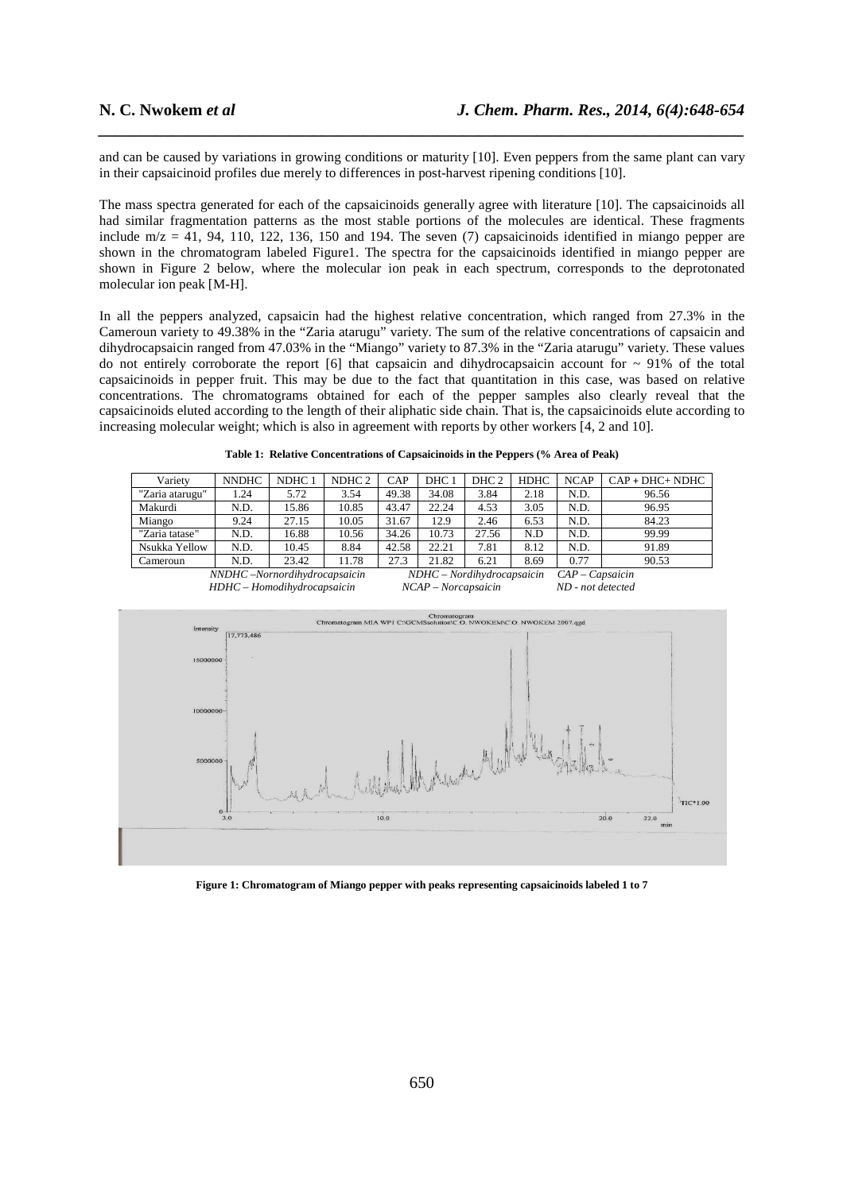and can be caused by variations in growing conditions or maturity [10]. Even peppers from the same plant can vary in their capsaicinoid profiles due merely to differences in post-harvest ripening conditions [10].

The mass spectra generated for each of the capsaicinoids generally agree with literature [10]. The capsaicinoids all had similar fragmentation patterns as the most stable portions of the molecules are identical. These fragments include m/z = 41, 94, 110, 122, 136, 150 and 194. The seven (7) capsaicinoids identified in miango pepper are shown in the chromatogram labeled Figure1. The spectra for the capsaicinoids identified in miango pepper are shown in Figure 2 below, where the molecular ion peak in each spectrum, corresponds to the deprotonated molecular ion peak [M-H].

In all the peppers analyzed, capsaicin had the highest relative concentration, which ranged from 27.3% in the Cameroun variety to 49.38% in the "Zaria atarugu" variety. The sum of the relative concentrations of capsaicin and dihydrocapsaicin ranged from 47.03% in the "Miango" variety to 87.3% in the "Zaria atarugu" variety. These values do not entirely corroborate the report [6] that capsaicin and dihydrocapsaicin account for ~ 91% of the total capsaicinoids in pepper fruit. This may be due to the fact that quantitation in this case, was based on relative concentrations. The chromatograms obtained for each of the pepper samples also clearly reveal that the capsaicinoids eluted according to the length of their aliphatic side chain. That is, the capsaicinoids elute according to increasing molecular weight; which is also in agreement with reports by other workers [4, 2 and 10].

**Table 1: Relative Concentrations of Capsaicinoids in the Peppers (% Area of Peak)**

| Variety | NNDHC | NDHC 1 | NDHC 2 | CAP | DHC 1 | DHC 2 | HDHC | NCAP | CAP + DHC+ NDHC |
|---|---|---|---|---|---|---|---|---|---|
| "Zaria atarugu" | 1.24 | 5.72 | 3.54 | 49.38 | 34.08 | 3.84 | 2.18 | N.D. | 96.56 |
| Makurdi | N.D. | 15.86 | 10.85 | 43.47 | 22.24 | 4.53 | 3.05 | N.D. | 96.95 |
| Miango | 9.24 | 27.15 | 10.05 | 31.67 | 12.9 | 2.46 | 6.53 | N.D. | 84.23 |
| "Zaria tatase" | N.D. | 16.88 | 10.56 | 34.26 | 10.73 | 27.56 | N.D | N.D. | 99.99 |
| Nsukka Yellow | N.D. | 10.45 | 8.84 | 42.58 | 22.21 | 7.81 | 8.12 | N.D. | 91.89 |
| Cameroun | N.D. | 23.42 | 11.78 | 27.3 | 21.82 | 6.21 | 8.69 | 0.77 | 90.53 |

*NNDHC –Nornordihydrocapsaicin  NDHC – Nordihydrocapsaicin  CAP – Capsaicin*
*HDHC – Homodihydrocapsaicin  NCAP – Norcapsaicin  ND - not detected*

**Figure 1: Chromatogram of Miango pepper with peaks representing capsaicinoids labeled 1 to 7**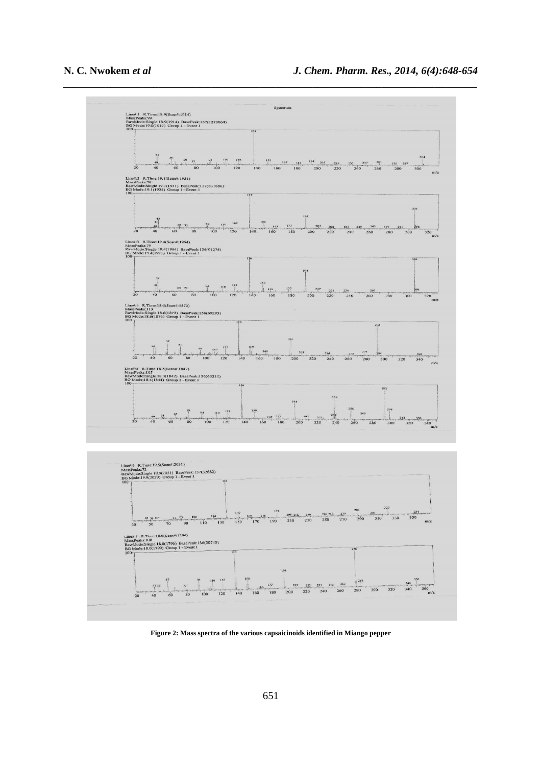Figure 2: Mass spectra of the various capsaicinoids identified in Miango pepper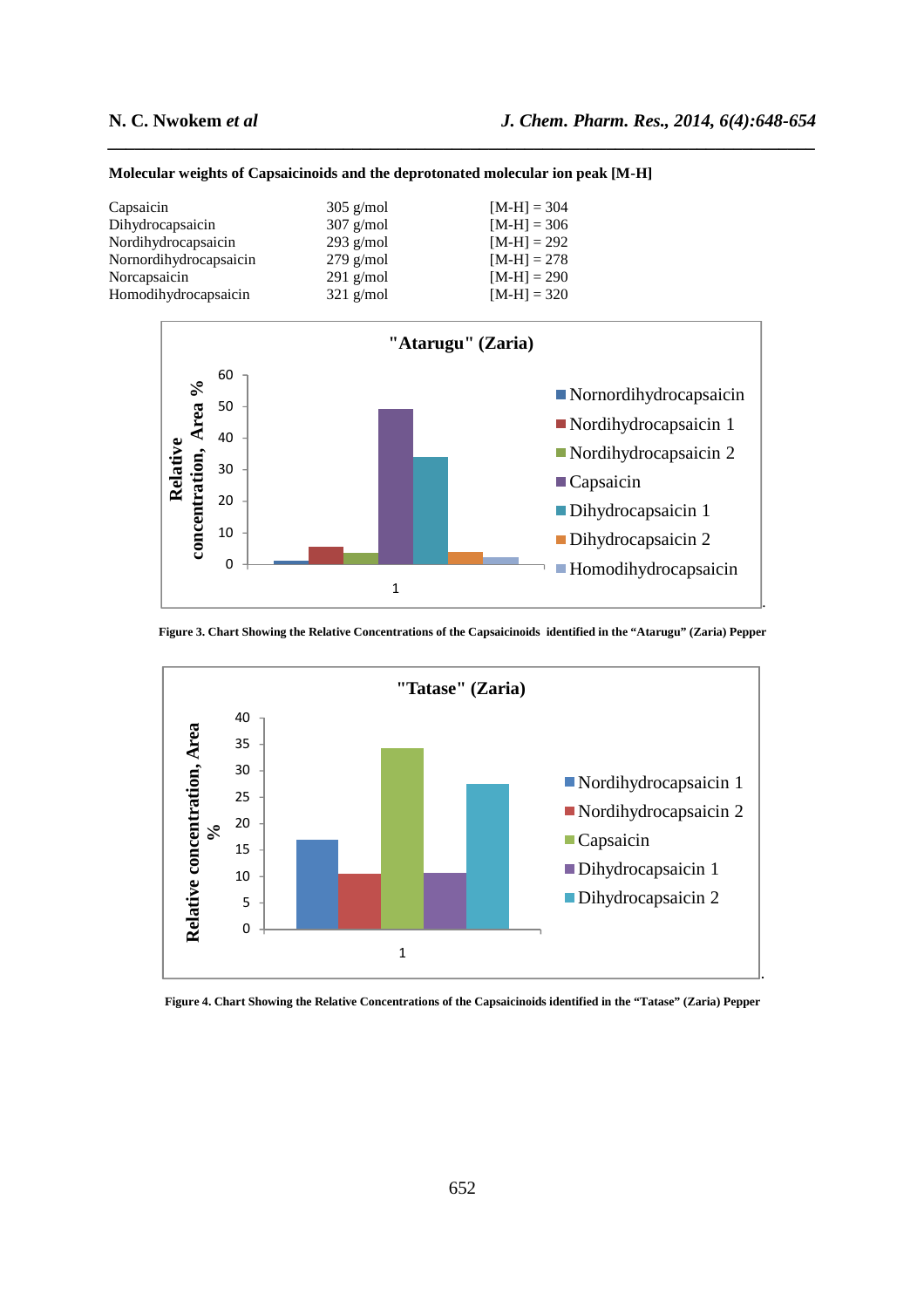**Molecular weights of Capsaicinoids and the deprotonated molecular ion peak [M-H]**

| | | |
|---|---|---|
| Capsaicin | 305 g/mol | [M-H] = 304 |
| Dihydrocapsaicin | 307 g/mol | [M-H] = 306 |
| Nordihydrocapsaicin | 293 g/mol | [M-H] = 292 |
| Nornordihydrocapsaicin | 279 g/mol | [M-H] = 278 |
| Norcapsaicin | 291 g/mol | [M-H] = 290 |
| Homodihydrocapsaicin | 321 g/mol | [M-H] = 320 |

**Figure 3. Chart Showing the Relative Concentrations of the Capsaicinoids identified in the "Atarugu" (Zaria) Pepper**

**Figure 4. Chart Showing the Relative Concentrations of the Capsaicinoids identified in the "Tatase" (Zaria) Pepper**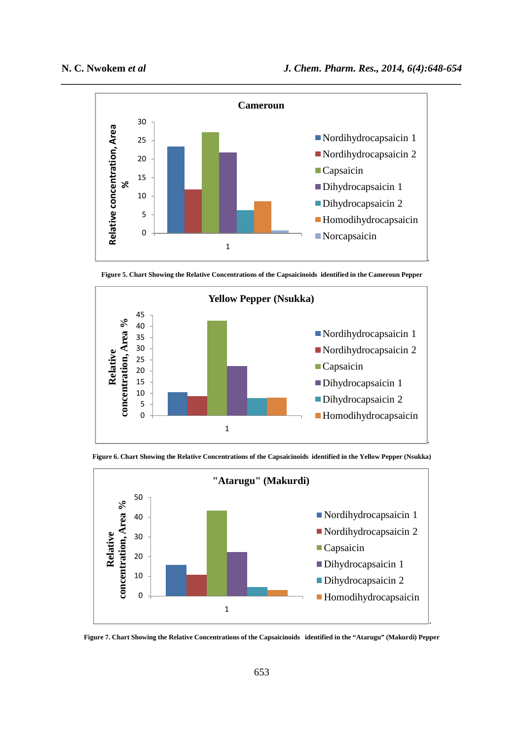Figure 5. Chart Showing the Relative Concentrations of the Capsaicinoids identified in the Cameroun Pepper

Figure 6. Chart Showing the Relative Concentrations of the Capsaicinoids identified in the Yellow Pepper (Nsukka)

Figure 7. Chart Showing the Relative Concentrations of the Capsaicinoids identified in the "Atarugu" (Makurdi) Pepper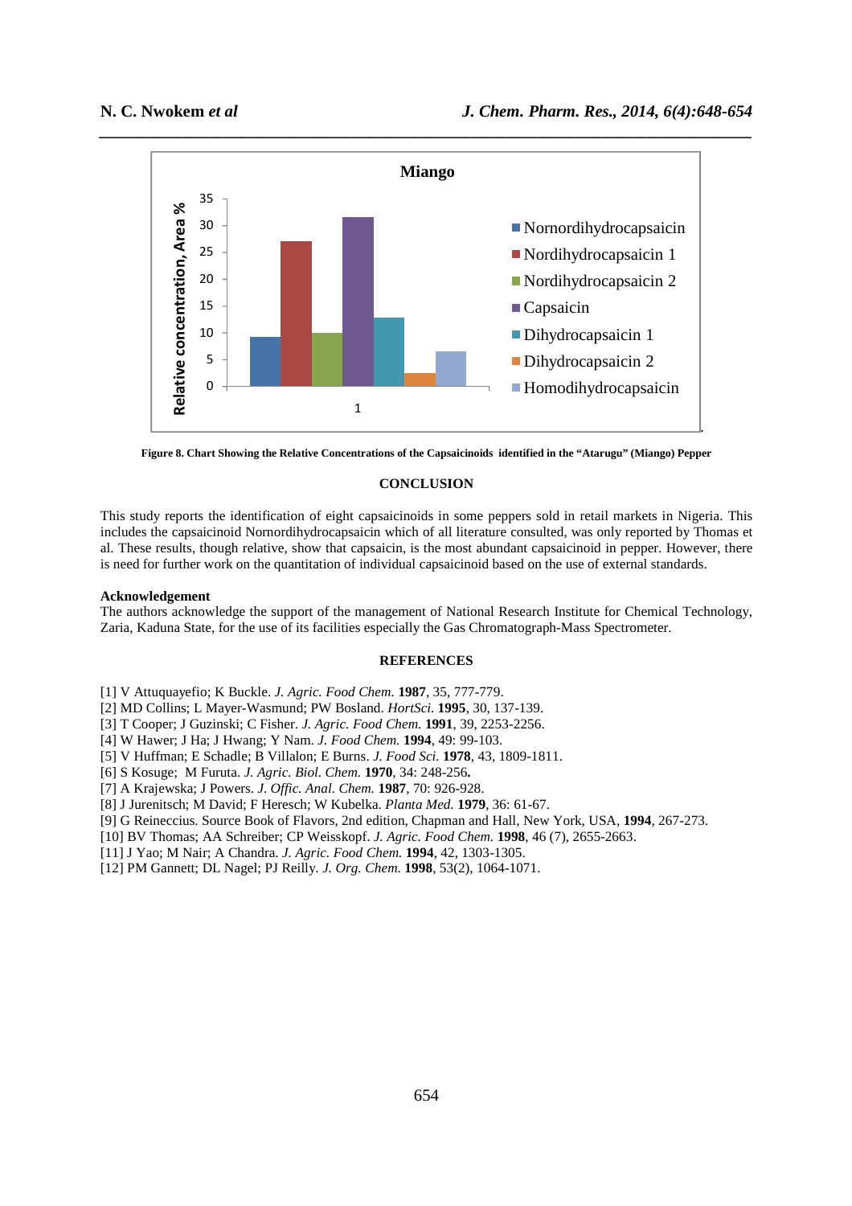Miango

Relative concentration, Area %

35
30
25
20
15
10
5
0

1

Nornordihydrocapsaicin
Nordihydrocapsaicin 1
Nordihydrocapsaicin 2
Capsaicin
Dihydrocapsaicin 1
Dihydrocapsaicin 2
Homodihydrocapsaicin

**Figure 8. Chart Showing the Relative Concentrations of the Capsaicinoids identified in the "Atarugu" (Miango) Pepper**

## CONCLUSION

This study reports the identification of eight capsaicinoids in some peppers sold in retail markets in Nigeria. This includes the capsaicinoid Nornordihydrocapsaicin which of all literature consulted, was only reported by Thomas et al. These results, though relative, show that capsaicin, is the most abundant capsaicinoid in pepper. However, there is need for further work on the quantitation of individual capsaicinoid based on the use of external standards.

### Acknowledgement

The authors acknowledge the support of the management of National Research Institute for Chemical Technology, Zaria, Kaduna State, for the use of its facilities especially the Gas Chromatograph-Mass Spectrometer.

## REFERENCES

[1] V Attuquayefio; K Buckle. *J. Agric. Food Chem.* **1987**, 35, 777-779.
[2] MD Collins; L Mayer-Wasmund; PW Bosland. *HortSci.* **1995**, 30, 137-139.
[3] T Cooper; J Guzinski; C Fisher. *J. Agric. Food Chem.* **1991**, 39, 2253-2256.
[4] W Hawer; J Ha; J Hwang; Y Nam. *J. Food Chem.* **1994**, 49: 99-103.
[5] V Huffman; E Schadle; B Villalon; E Burns. *J. Food Sci.* **1978**, 43, 1809-1811.
[6] S Kosuge; M Furuta. *J. Agric. Biol. Chem.* **1970**, 34: 248-256**.**
[7] A Krajewska; J Powers. *J. Offic. Anal. Chem.* **1987**, 70: 926-928.
[8] J Jurenitsch; M David; F Heresch; W Kubelka. *Planta Med.* **1979**, 36: 61-67.
[9] G Reineccius. Source Book of Flavors, 2nd edition, Chapman and Hall, New York, USA, **1994**, 267-273.
[10] BV Thomas; AA Schreiber; CP Weisskopf. *J. Agric. Food Chem.* **1998**, 46 (7), 2655-2663.
[11] J Yao; M Nair; A Chandra. *J. Agric. Food Chem.* **1994**, 42, 1303-1305.
[12] PM Gannett; DL Nagel; PJ Reilly. *J. Org. Chem.* **1998**, 53(2), 1064-1071.